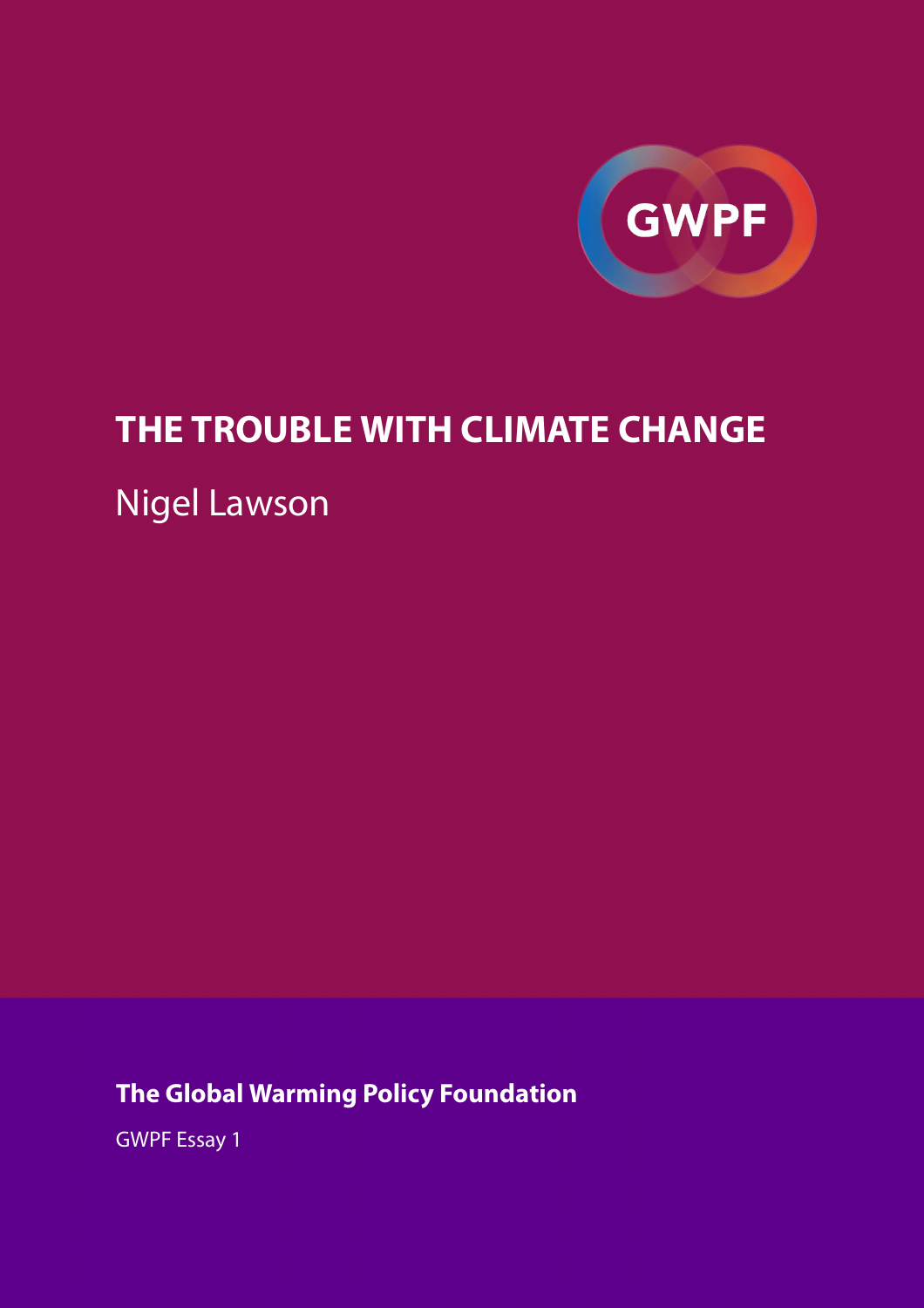GWPF

# THE TROUBLE WITH CLIMATE CHANGE

Nigel Lawson

**The Global Warming Policy Foundation**

GWPF Essay 1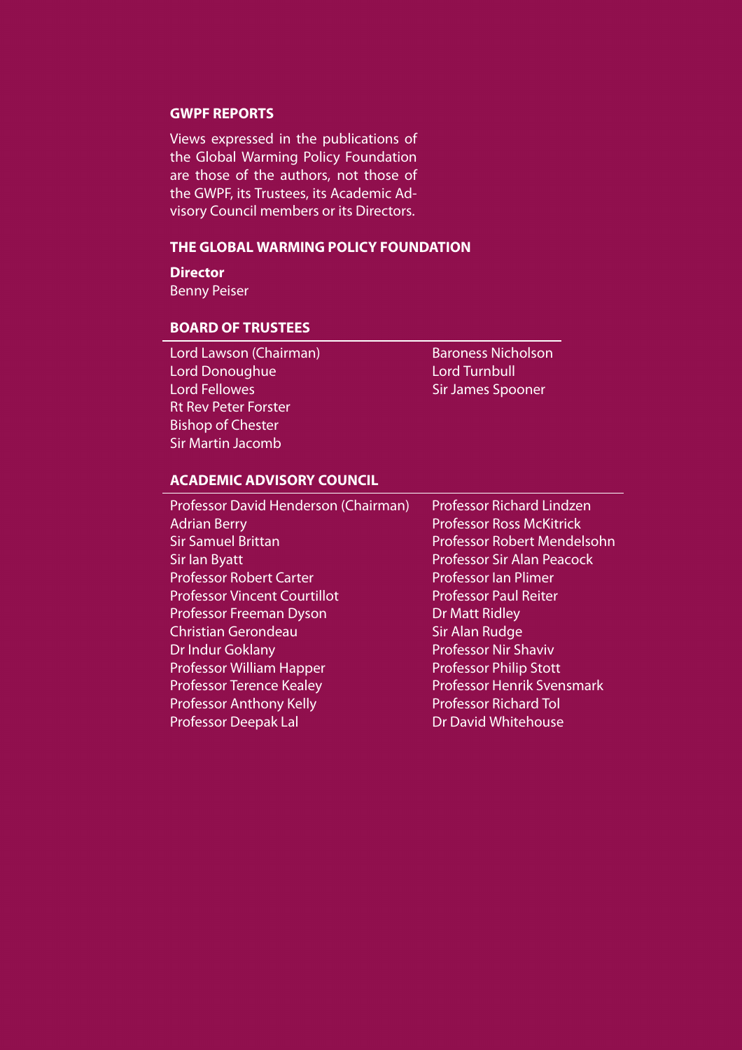## GWPF REPORTS

Views expressed in the publications of the Global Warming Policy Foundation are those of the authors, not those of the GWPF, its Trustees, its Academic Advisory Council members or its Directors.

## THE GLOBAL WARMING POLICY FOUNDATION

**Director**

Benny Peiser

## BOARD OF TRUSTEES

Lord Lawson (Chairman)
Lord Donoughue
Lord Fellowes
Rt Rev Peter Forster
Bishop of Chester
Sir Martin Jacomb
Baroness Nicholson
Lord Turnbull
Sir James Spooner

## ACADEMIC ADVISORY COUNCIL

Professor David Henderson (Chairman)
Adrian Berry
Sir Samuel Brittan
Sir Ian Byatt
Professor Robert Carter
Professor Vincent Courtillot
Professor Freeman Dyson
Christian Gerondeau
Dr Indur Goklany
Professor William Happer
Professor Terence Kealey
Professor Anthony Kelly
Professor Deepak Lal
Professor Richard Lindzen
Professor Ross McKitrick
Professor Robert Mendelsohn
Professor Sir Alan Peacock
Professor Ian Plimer
Professor Paul Reiter
Dr Matt Ridley
Sir Alan Rudge
Professor Nir Shaviv
Professor Philip Stott
Professor Henrik Svensmark
Professor Richard Tol
Dr David Whitehouse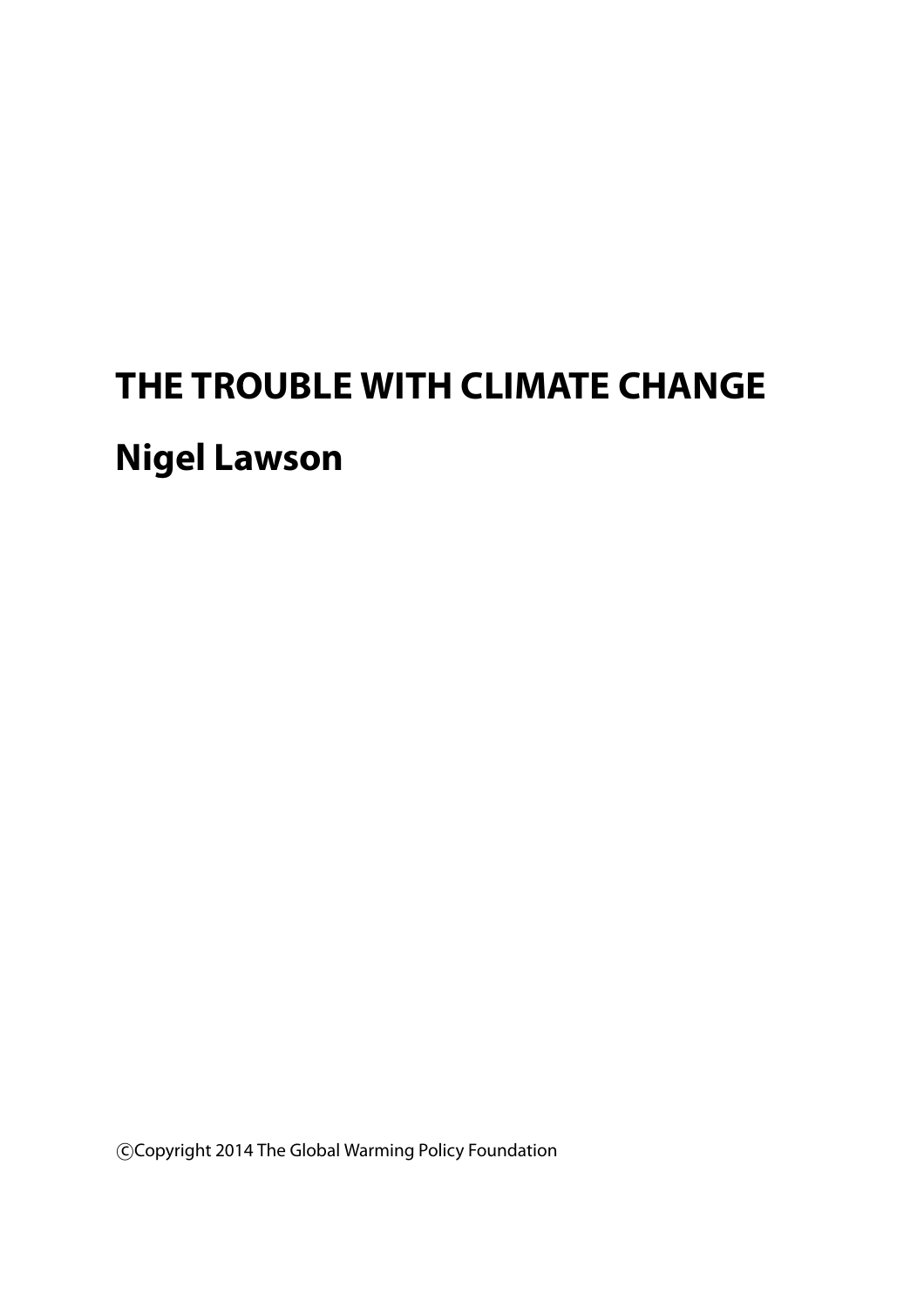# THE TROUBLE WITH CLIMATE CHANGE

## Nigel Lawson

©Copyright 2014 The Global Warming Policy Foundation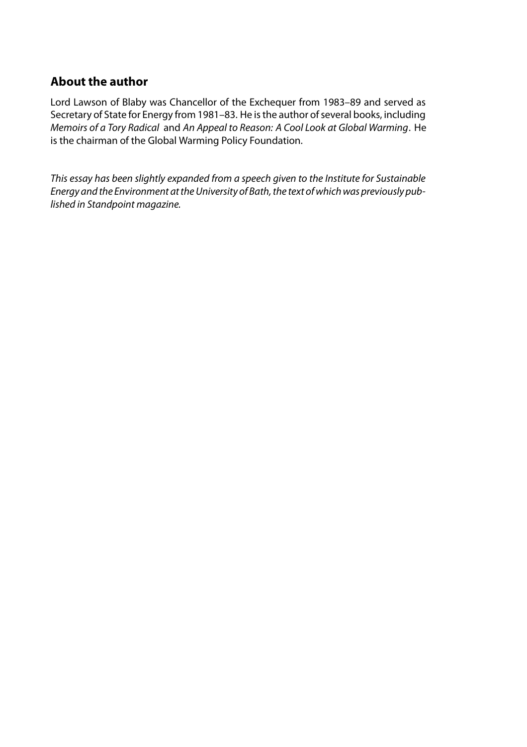## About the author

Lord Lawson of Blaby was Chancellor of the Exchequer from 1983–89 and served as Secretary of State for Energy from 1981–83. He is the author of several books, including *Memoirs of a Tory Radical* and *An Appeal to Reason: A Cool Look at Global Warming*. He is the chairman of the Global Warming Policy Foundation.

*This essay has been slightly expanded from a speech given to the Institute for Sustainable Energy and the Environment at the University of Bath, the text of which was previously published in Standpoint magazine.*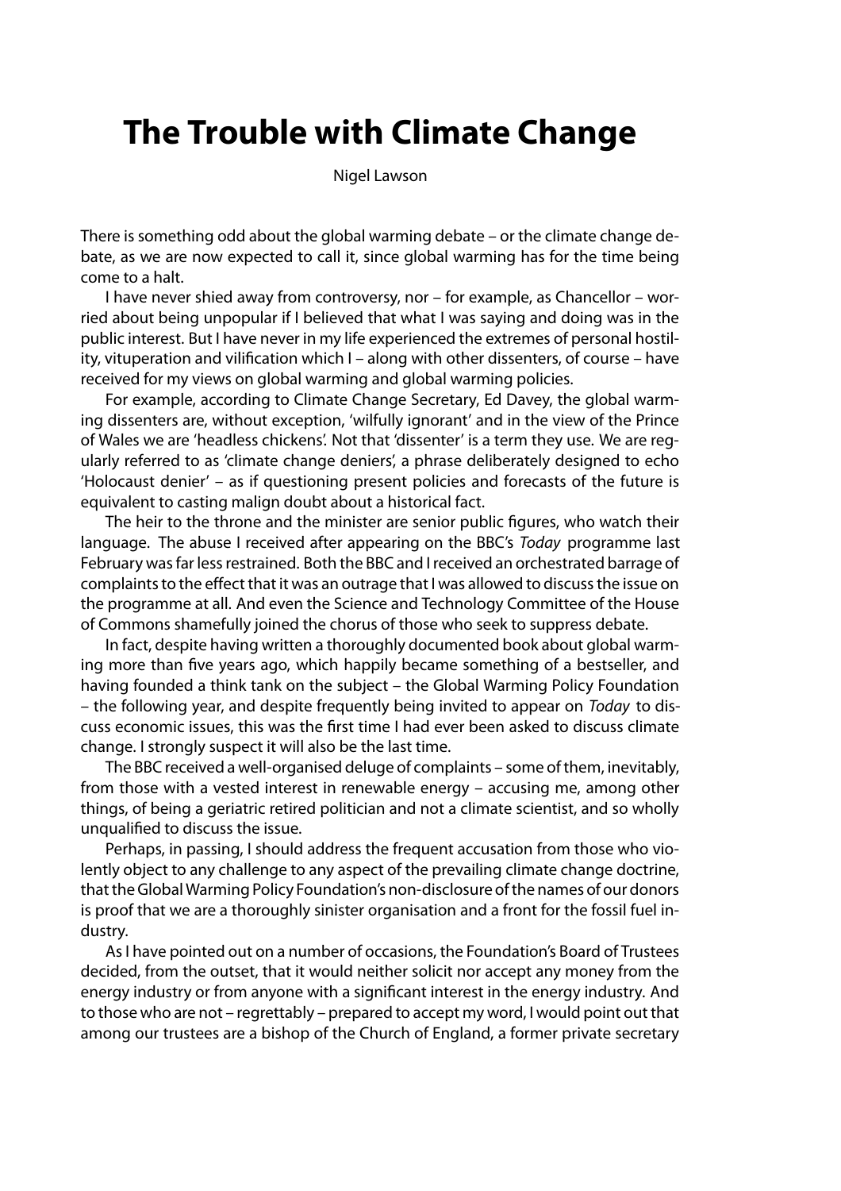# The Trouble with Climate Change

Nigel Lawson

There is something odd about the global warming debate – or the climate change debate, as we are now expected to call it, since global warming has for the time being come to a halt.

I have never shied away from controversy, nor – for example, as Chancellor – worried about being unpopular if I believed that what I was saying and doing was in the public interest. But I have never in my life experienced the extremes of personal hostility, vituperation and vilification which I – along with other dissenters, of course – have received for my views on global warming and global warming policies.

For example, according to Climate Change Secretary, Ed Davey, the global warming dissenters are, without exception, 'wilfully ignorant' and in the view of the Prince of Wales we are 'headless chickens'. Not that 'dissenter' is a term they use. We are regularly referred to as 'climate change deniers', a phrase deliberately designed to echo 'Holocaust denier' – as if questioning present policies and forecasts of the future is equivalent to casting malign doubt about a historical fact.

The heir to the throne and the minister are senior public figures, who watch their language. The abuse I received after appearing on the BBC's *Today* programme last February was far less restrained. Both the BBC and I received an orchestrated barrage of complaints to the effect that it was an outrage that I was allowed to discuss the issue on the programme at all. And even the Science and Technology Committee of the House of Commons shamefully joined the chorus of those who seek to suppress debate.

In fact, despite having written a thoroughly documented book about global warming more than five years ago, which happily became something of a bestseller, and having founded a think tank on the subject – the Global Warming Policy Foundation – the following year, and despite frequently being invited to appear on *Today* to discuss economic issues, this was the first time I had ever been asked to discuss climate change. I strongly suspect it will also be the last time.

The BBC received a well-organised deluge of complaints – some of them, inevitably, from those with a vested interest in renewable energy – accusing me, among other things, of being a geriatric retired politician and not a climate scientist, and so wholly unqualified to discuss the issue.

Perhaps, in passing, I should address the frequent accusation from those who violently object to any challenge to any aspect of the prevailing climate change doctrine, that the Global Warming Policy Foundation's non-disclosure of the names of our donors is proof that we are a thoroughly sinister organisation and a front for the fossil fuel industry.

As I have pointed out on a number of occasions, the Foundation's Board of Trustees decided, from the outset, that it would neither solicit nor accept any money from the energy industry or from anyone with a significant interest in the energy industry. And to those who are not – regrettably – prepared to accept my word, I would point out that among our trustees are a bishop of the Church of England, a former private secretary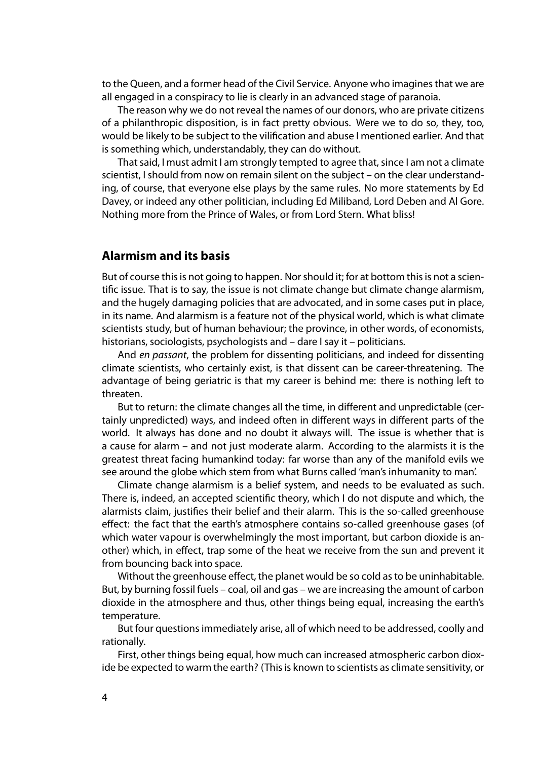to the Queen, and a former head of the Civil Service. Anyone who imagines that we are all engaged in a conspiracy to lie is clearly in an advanced stage of paranoia.

The reason why we do not reveal the names of our donors, who are private citizens of a philanthropic disposition, is in fact pretty obvious. Were we to do so, they, too, would be likely to be subject to the vilification and abuse I mentioned earlier. And that is something which, understandably, they can do without.

That said, I must admit I am strongly tempted to agree that, since I am not a climate scientist, I should from now on remain silent on the subject – on the clear understanding, of course, that everyone else plays by the same rules. No more statements by Ed Davey, or indeed any other politician, including Ed Miliband, Lord Deben and Al Gore. Nothing more from the Prince of Wales, or from Lord Stern. What bliss!

## Alarmism and its basis

But of course this is not going to happen. Nor should it; for at bottom this is not a scientific issue. That is to say, the issue is not climate change but climate change alarmism, and the hugely damaging policies that are advocated, and in some cases put in place, in its name. And alarmism is a feature not of the physical world, which is what climate scientists study, but of human behaviour; the province, in other words, of economists, historians, sociologists, psychologists and – dare I say it – politicians.

And *en passant*, the problem for dissenting politicians, and indeed for dissenting climate scientists, who certainly exist, is that dissent can be career-threatening. The advantage of being geriatric is that my career is behind me: there is nothing left to threaten.

But to return: the climate changes all the time, in different and unpredictable (certainly unpredicted) ways, and indeed often in different ways in different parts of the world. It always has done and no doubt it always will. The issue is whether that is a cause for alarm – and not just moderate alarm. According to the alarmists it is the greatest threat facing humankind today: far worse than any of the manifold evils we see around the globe which stem from what Burns called 'man's inhumanity to man'.

Climate change alarmism is a belief system, and needs to be evaluated as such. There is, indeed, an accepted scientific theory, which I do not dispute and which, the alarmists claim, justifies their belief and their alarm. This is the so-called greenhouse effect: the fact that the earth's atmosphere contains so-called greenhouse gases (of which water vapour is overwhelmingly the most important, but carbon dioxide is another) which, in effect, trap some of the heat we receive from the sun and prevent it from bouncing back into space.

Without the greenhouse effect, the planet would be so cold as to be uninhabitable. But, by burning fossil fuels – coal, oil and gas – we are increasing the amount of carbon dioxide in the atmosphere and thus, other things being equal, increasing the earth's temperature.

But four questions immediately arise, all of which need to be addressed, coolly and rationally.

First, other things being equal, how much can increased atmospheric carbon dioxide be expected to warm the earth? (This is known to scientists as climate sensitivity, or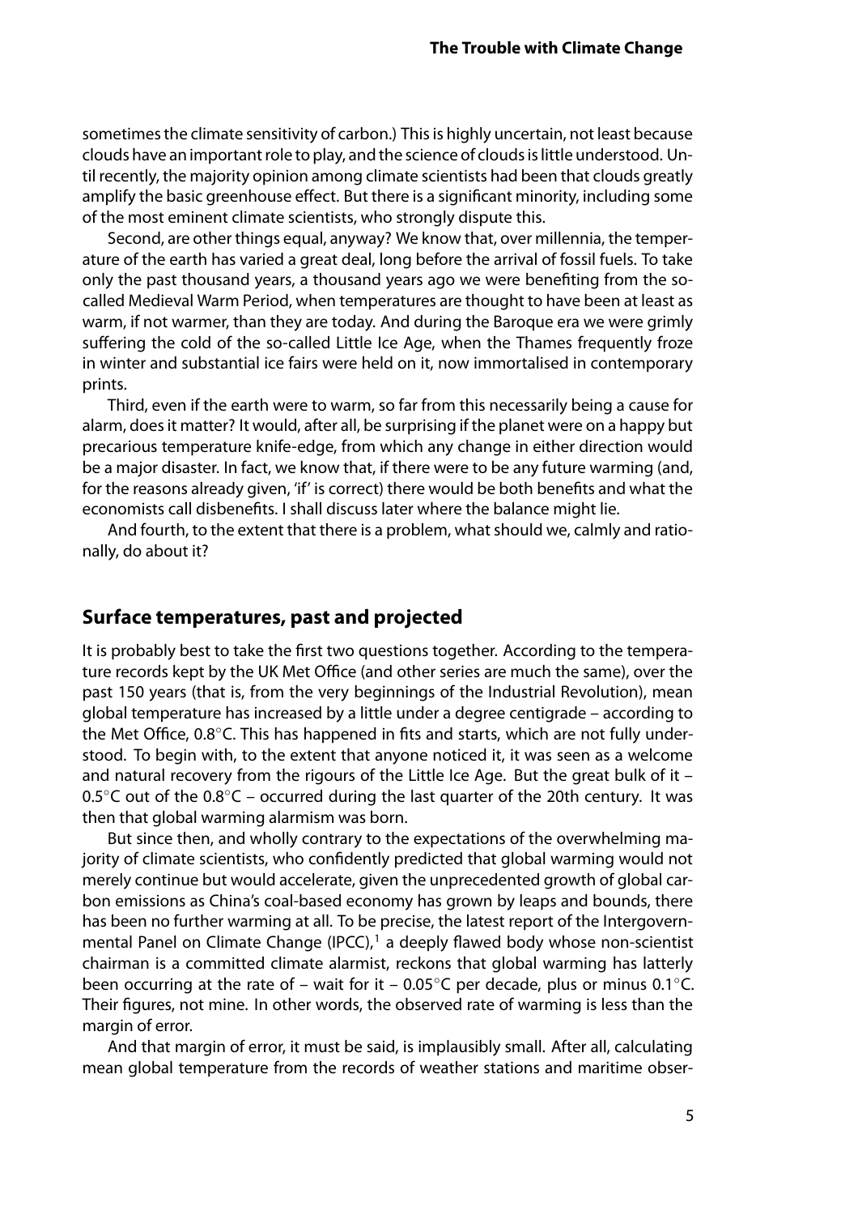sometimes the climate sensitivity of carbon.) This is highly uncertain, not least because clouds have an important role to play, and the science of clouds is little understood. Until recently, the majority opinion among climate scientists had been that clouds greatly amplify the basic greenhouse effect. But there is a significant minority, including some of the most eminent climate scientists, who strongly dispute this.

Second, are other things equal, anyway? We know that, over millennia, the temperature of the earth has varied a great deal, long before the arrival of fossil fuels. To take only the past thousand years, a thousand years ago we were benefiting from the so-called Medieval Warm Period, when temperatures are thought to have been at least as warm, if not warmer, than they are today. And during the Baroque era we were grimly suffering the cold of the so-called Little Ice Age, when the Thames frequently froze in winter and substantial ice fairs were held on it, now immortalised in contemporary prints.

Third, even if the earth were to warm, so far from this necessarily being a cause for alarm, does it matter? It would, after all, be surprising if the planet were on a happy but precarious temperature knife-edge, from which any change in either direction would be a major disaster. In fact, we know that, if there were to be any future warming (and, for the reasons already given, 'if' is correct) there would be both benefits and what the economists call disbenefits. I shall discuss later where the balance might lie.

And fourth, to the extent that there is a problem, what should we, calmly and rationally, do about it?

## Surface temperatures, past and projected

It is probably best to take the first two questions together. According to the temperature records kept by the UK Met Office (and other series are much the same), over the past 150 years (that is, from the very beginnings of the Industrial Revolution), mean global temperature has increased by a little under a degree centigrade – according to the Met Office, 0.8°C. This has happened in fits and starts, which are not fully understood. To begin with, to the extent that anyone noticed it, it was seen as a welcome and natural recovery from the rigours of the Little Ice Age. But the great bulk of it – 0.5°C out of the 0.8°C – occurred during the last quarter of the 20th century. It was then that global warming alarmism was born.

But since then, and wholly contrary to the expectations of the overwhelming majority of climate scientists, who confidently predicted that global warming would not merely continue but would accelerate, given the unprecedented growth of global carbon emissions as China's coal-based economy has grown by leaps and bounds, there has been no further warming at all. To be precise, the latest report of the Intergovernmental Panel on Climate Change (IPCC),[1] a deeply flawed body whose non-scientist chairman is a committed climate alarmist, reckons that global warming has latterly been occurring at the rate of – wait for it – 0.05°C per decade, plus or minus 0.1°C. Their figures, not mine. In other words, the observed rate of warming is less than the margin of error.

And that margin of error, it must be said, is implausibly small. After all, calculating mean global temperature from the records of weather stations and maritime obser-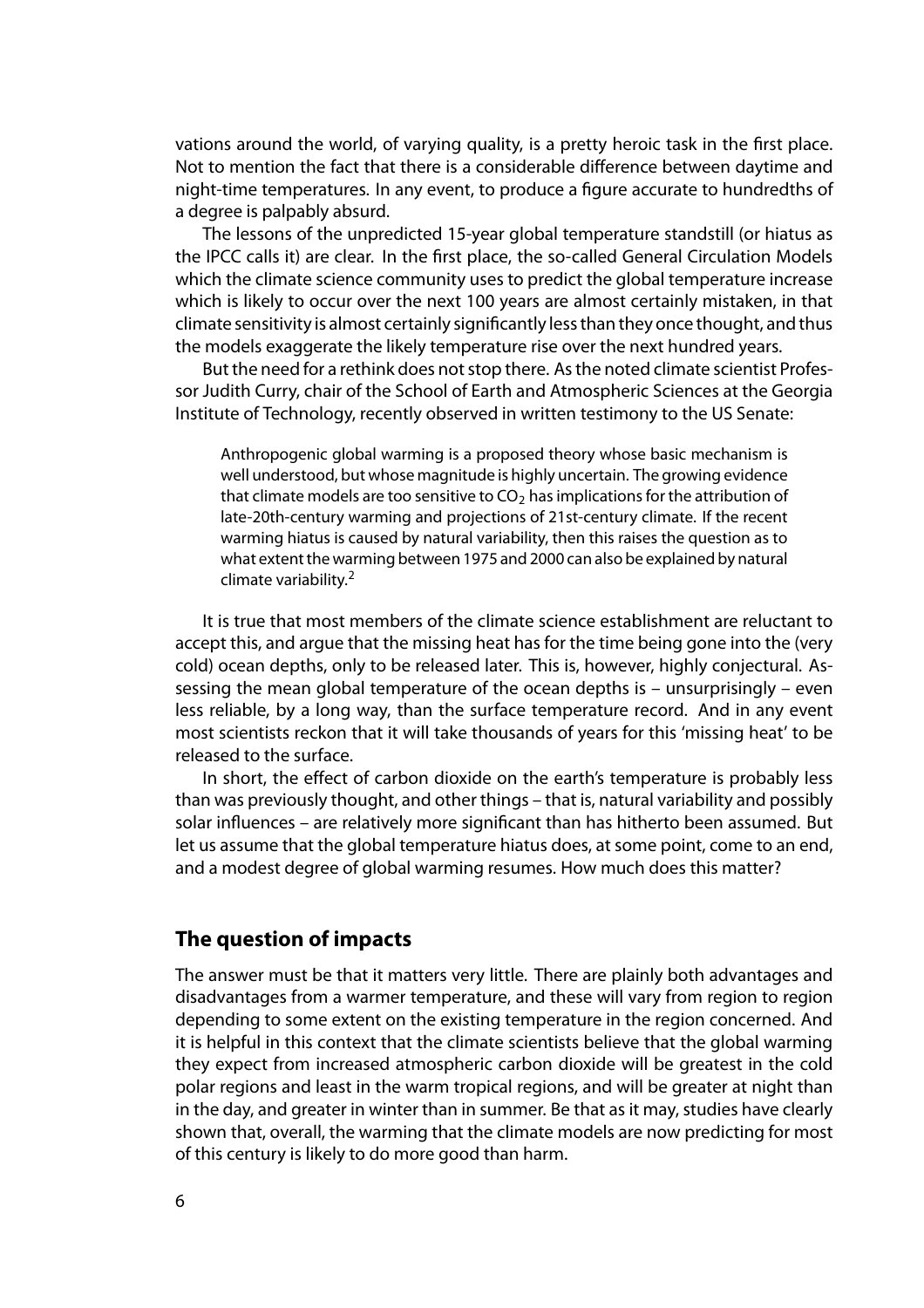vations around the world, of varying quality, is a pretty heroic task in the first place. Not to mention the fact that there is a considerable difference between daytime and night-time temperatures. In any event, to produce a figure accurate to hundredths of a degree is palpably absurd.

The lessons of the unpredicted 15-year global temperature standstill (or hiatus as the IPCC calls it) are clear. In the first place, the so-called General Circulation Models which the climate science community uses to predict the global temperature increase which is likely to occur over the next 100 years are almost certainly mistaken, in that climate sensitivity is almost certainly significantly less than they once thought, and thus the models exaggerate the likely temperature rise over the next hundred years.

But the need for a rethink does not stop there. As the noted climate scientist Professor Judith Curry, chair of the School of Earth and Atmospheric Sciences at the Georgia Institute of Technology, recently observed in written testimony to the US Senate:

> Anthropogenic global warming is a proposed theory whose basic mechanism is well understood, but whose magnitude is highly uncertain. The growing evidence that climate models are too sensitive to $CO_2$ has implications for the attribution of late-20th-century warming and projections of 21st-century climate. If the recent warming hiatus is caused by natural variability, then this raises the question as to what extent the warming between 1975 and 2000 can also be explained by natural climate variability.[2]

It is true that most members of the climate science establishment are reluctant to accept this, and argue that the missing heat has for the time being gone into the (very cold) ocean depths, only to be released later. This is, however, highly conjectural. Assessing the mean global temperature of the ocean depths is – unsurprisingly – even less reliable, by a long way, than the surface temperature record. And in any event most scientists reckon that it will take thousands of years for this 'missing heat' to be released to the surface.

In short, the effect of carbon dioxide on the earth's temperature is probably less than was previously thought, and other things – that is, natural variability and possibly solar influences – are relatively more significant than has hitherto been assumed. But let us assume that the global temperature hiatus does, at some point, come to an end, and a modest degree of global warming resumes. How much does this matter?

## The question of impacts

The answer must be that it matters very little. There are plainly both advantages and disadvantages from a warmer temperature, and these will vary from region to region depending to some extent on the existing temperature in the region concerned. And it is helpful in this context that the climate scientists believe that the global warming they expect from increased atmospheric carbon dioxide will be greatest in the cold polar regions and least in the warm tropical regions, and will be greater at night than in the day, and greater in winter than in summer. Be that as it may, studies have clearly shown that, overall, the warming that the climate models are now predicting for most of this century is likely to do more good than harm.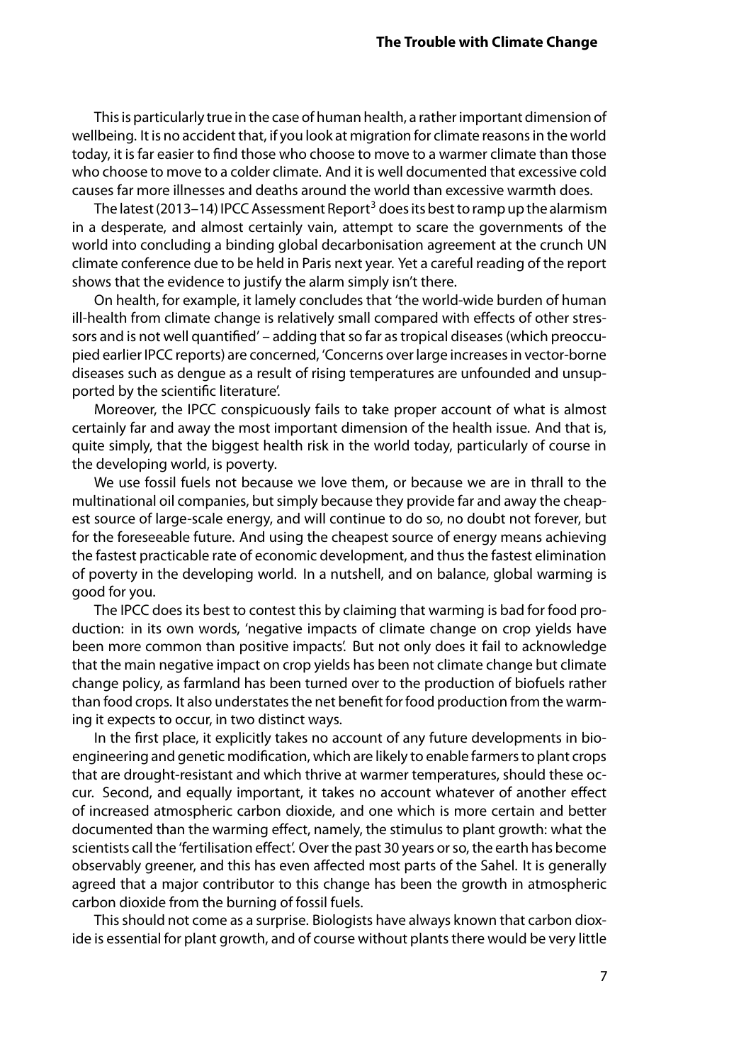This is particularly true in the case of human health, a rather important dimension of wellbeing. It is no accident that, if you look at migration for climate reasons in the world today, it is far easier to find those who choose to move to a warmer climate than those who choose to move to a colder climate. And it is well documented that excessive cold causes far more illnesses and deaths around the world than excessive warmth does.

The latest (2013–14) IPCC Assessment Report[3] does its best to ramp up the alarmism in a desperate, and almost certainly vain, attempt to scare the governments of the world into concluding a binding global decarbonisation agreement at the crunch UN climate conference due to be held in Paris next year. Yet a careful reading of the report shows that the evidence to justify the alarm simply isn't there.

On health, for example, it lamely concludes that 'the world-wide burden of human ill-health from climate change is relatively small compared with effects of other stressors and is not well quantified' – adding that so far as tropical diseases (which preoccupied earlier IPCC reports) are concerned, 'Concerns over large increases in vector-borne diseases such as dengue as a result of rising temperatures are unfounded and unsupported by the scientific literature'.

Moreover, the IPCC conspicuously fails to take proper account of what is almost certainly far and away the most important dimension of the health issue. And that is, quite simply, that the biggest health risk in the world today, particularly of course in the developing world, is poverty.

We use fossil fuels not because we love them, or because we are in thrall to the multinational oil companies, but simply because they provide far and away the cheapest source of large-scale energy, and will continue to do so, no doubt not forever, but for the foreseeable future. And using the cheapest source of energy means achieving the fastest practicable rate of economic development, and thus the fastest elimination of poverty in the developing world. In a nutshell, and on balance, global warming is good for you.

The IPCC does its best to contest this by claiming that warming is bad for food production: in its own words, 'negative impacts of climate change on crop yields have been more common than positive impacts'. But not only does it fail to acknowledge that the main negative impact on crop yields has been not climate change but climate change policy, as farmland has been turned over to the production of biofuels rather than food crops. It also understates the net benefit for food production from the warming it expects to occur, in two distinct ways.

In the first place, it explicitly takes no account of any future developments in bioengineering and genetic modification, which are likely to enable farmers to plant crops that are drought-resistant and which thrive at warmer temperatures, should these occur. Second, and equally important, it takes no account whatever of another effect of increased atmospheric carbon dioxide, and one which is more certain and better documented than the warming effect, namely, the stimulus to plant growth: what the scientists call the 'fertilisation effect'. Over the past 30 years or so, the earth has become observably greener, and this has even affected most parts of the Sahel. It is generally agreed that a major contributor to this change has been the growth in atmospheric carbon dioxide from the burning of fossil fuels.

This should not come as a surprise. Biologists have always known that carbon dioxide is essential for plant growth, and of course without plants there would be very little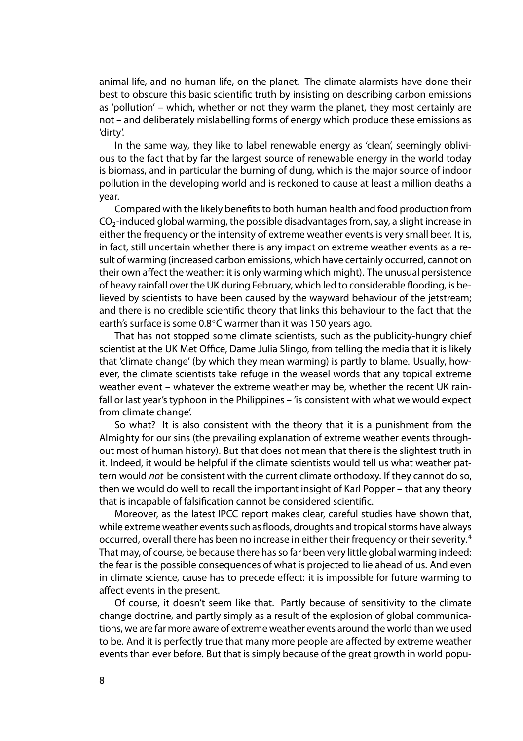animal life, and no human life, on the planet. The climate alarmists have done their best to obscure this basic scientific truth by insisting on describing carbon emissions as 'pollution' – which, whether or not they warm the planet, they most certainly are not – and deliberately mislabelling forms of energy which produce these emissions as 'dirty'.

In the same way, they like to label renewable energy as 'clean', seemingly oblivious to the fact that by far the largest source of renewable energy in the world today is biomass, and in particular the burning of dung, which is the major source of indoor pollution in the developing world and is reckoned to cause at least a million deaths a year.

Compared with the likely benefits to both human health and food production from $CO_2$-induced global warming, the possible disadvantages from, say, a slight increase in either the frequency or the intensity of extreme weather events is very small beer. It is, in fact, still uncertain whether there is any impact on extreme weather events as a result of warming (increased carbon emissions, which have certainly occurred, cannot on their own affect the weather: it is only warming which might). The unusual persistence of heavy rainfall over the UK during February, which led to considerable flooding, is believed by scientists to have been caused by the wayward behaviour of the jetstream; and there is no credible scientific theory that links this behaviour to the fact that the earth's surface is some 0.8°C warmer than it was 150 years ago.

That has not stopped some climate scientists, such as the publicity-hungry chief scientist at the UK Met Office, Dame Julia Slingo, from telling the media that it is likely that 'climate change' (by which they mean warming) is partly to blame. Usually, however, the climate scientists take refuge in the weasel words that any topical extreme weather event – whatever the extreme weather may be, whether the recent UK rainfall or last year's typhoon in the Philippines – 'is consistent with what we would expect from climate change'.

So what? It is also consistent with the theory that it is a punishment from the Almighty for our sins (the prevailing explanation of extreme weather events throughout most of human history). But that does not mean that there is the slightest truth in it. Indeed, it would be helpful if the climate scientists would tell us what weather pattern would *not* be consistent with the current climate orthodoxy. If they cannot do so, then we would do well to recall the important insight of Karl Popper – that any theory that is incapable of falsification cannot be considered scientific.

Moreover, as the latest IPCC report makes clear, careful studies have shown that, while extreme weather events such as floods, droughts and tropical storms have always occurred, overall there has been no increase in either their frequency or their severity.[4] That may, of course, be because there has so far been very little global warming indeed: the fear is the possible consequences of what is projected to lie ahead of us. And even in climate science, cause has to precede effect: it is impossible for future warming to affect events in the present.

Of course, it doesn't seem like that. Partly because of sensitivity to the climate change doctrine, and partly simply as a result of the explosion of global communications, we are far more aware of extreme weather events around the world than we used to be. And it is perfectly true that many more people are affected by extreme weather events than ever before. But that is simply because of the great growth in world popu-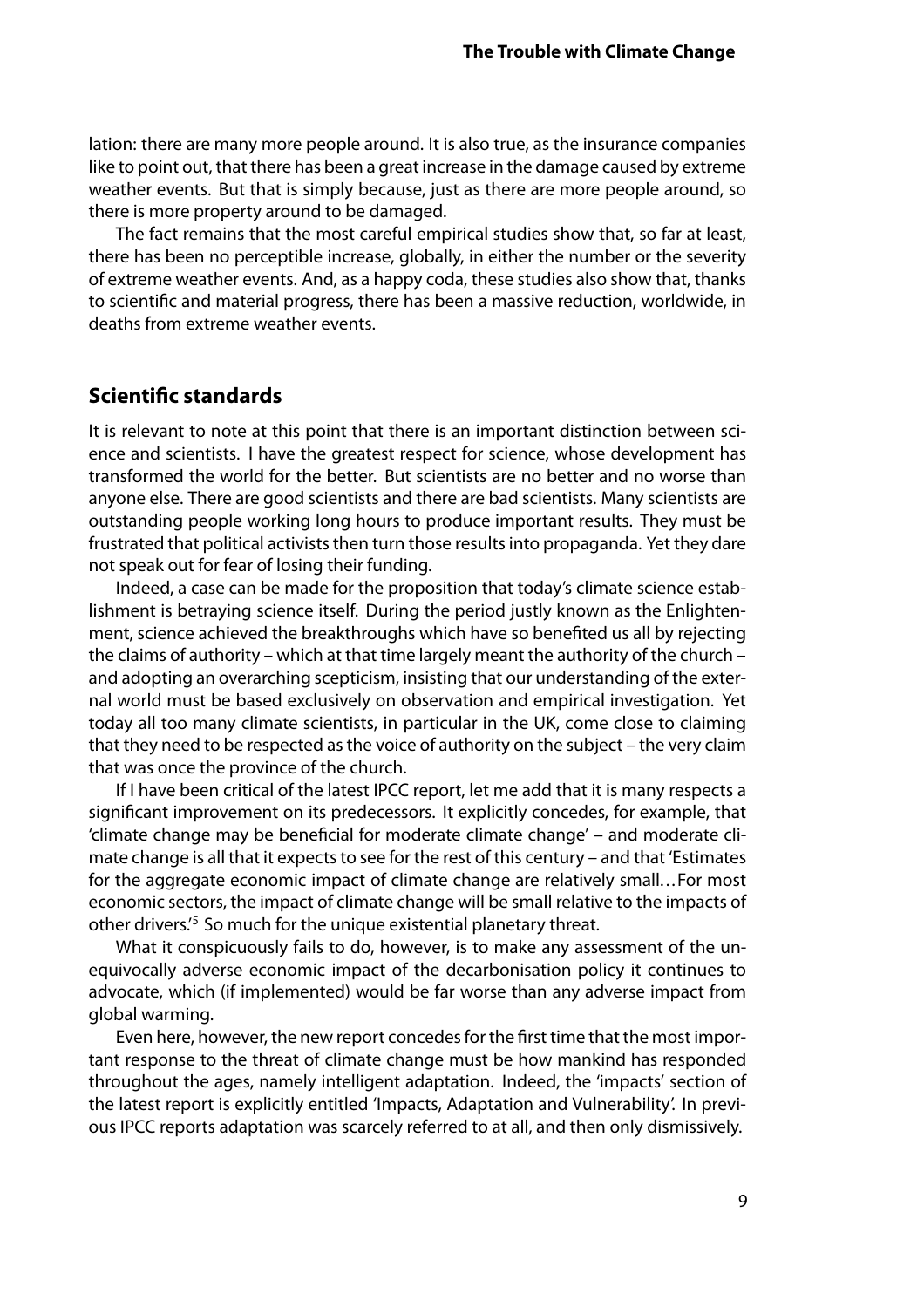lation: there are many more people around. It is also true, as the insurance companies like to point out, that there has been a great increase in the damage caused by extreme weather events. But that is simply because, just as there are more people around, so there is more property around to be damaged.

The fact remains that the most careful empirical studies show that, so far at least, there has been no perceptible increase, globally, in either the number or the severity of extreme weather events. And, as a happy coda, these studies also show that, thanks to scientific and material progress, there has been a massive reduction, worldwide, in deaths from extreme weather events.

## Scientific standards

It is relevant to note at this point that there is an important distinction between science and scientists. I have the greatest respect for science, whose development has transformed the world for the better. But scientists are no better and no worse than anyone else. There are good scientists and there are bad scientists. Many scientists are outstanding people working long hours to produce important results. They must be frustrated that political activists then turn those results into propaganda. Yet they dare not speak out for fear of losing their funding.

Indeed, a case can be made for the proposition that today's climate science establishment is betraying science itself. During the period justly known as the Enlightenment, science achieved the breakthroughs which have so benefited us all by rejecting the claims of authority – which at that time largely meant the authority of the church – and adopting an overarching scepticism, insisting that our understanding of the external world must be based exclusively on observation and empirical investigation. Yet today all too many climate scientists, in particular in the UK, come close to claiming that they need to be respected as the voice of authority on the subject – the very claim that was once the province of the church.

If I have been critical of the latest IPCC report, let me add that it is many respects a significant improvement on its predecessors. It explicitly concedes, for example, that 'climate change may be beneficial for moderate climate change' – and moderate climate change is all that it expects to see for the rest of this century – and that 'Estimates for the aggregate economic impact of climate change are relatively small…For most economic sectors, the impact of climate change will be small relative to the impacts of other drivers.'[5] So much for the unique existential planetary threat.

What it conspicuously fails to do, however, is to make any assessment of the unequivocally adverse economic impact of the decarbonisation policy it continues to advocate, which (if implemented) would be far worse than any adverse impact from global warming.

Even here, however, the new report concedes for the first time that the most important response to the threat of climate change must be how mankind has responded throughout the ages, namely intelligent adaptation. Indeed, the 'impacts' section of the latest report is explicitly entitled 'Impacts, Adaptation and Vulnerability'. In previous IPCC reports adaptation was scarcely referred to at all, and then only dismissively.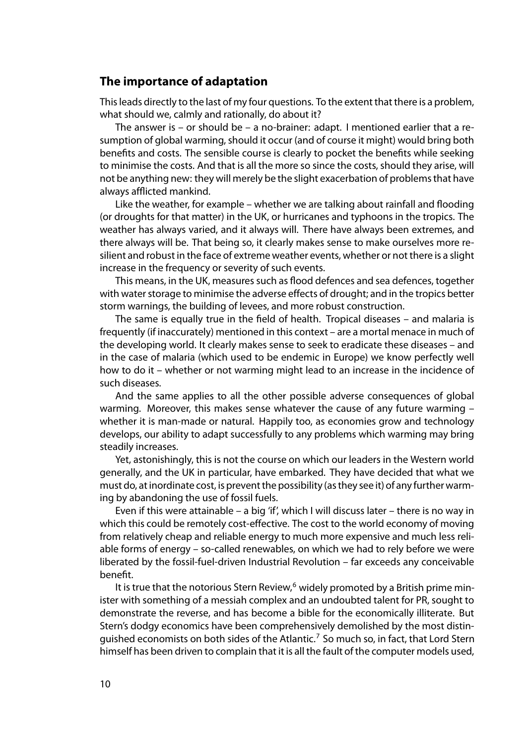## The importance of adaptation

This leads directly to the last of my four questions. To the extent that there is a problem, what should we, calmly and rationally, do about it?

The answer is – or should be – a no-brainer: adapt. I mentioned earlier that a resumption of global warming, should it occur (and of course it might) would bring both benefits and costs. The sensible course is clearly to pocket the benefits while seeking to minimise the costs. And that is all the more so since the costs, should they arise, will not be anything new: they will merely be the slight exacerbation of problems that have always afflicted mankind.

Like the weather, for example – whether we are talking about rainfall and flooding (or droughts for that matter) in the UK, or hurricanes and typhoons in the tropics. The weather has always varied, and it always will. There have always been extremes, and there always will be. That being so, it clearly makes sense to make ourselves more resilient and robust in the face of extreme weather events, whether or not there is a slight increase in the frequency or severity of such events.

This means, in the UK, measures such as flood defences and sea defences, together with water storage to minimise the adverse effects of drought; and in the tropics better storm warnings, the building of levees, and more robust construction.

The same is equally true in the field of health. Tropical diseases – and malaria is frequently (if inaccurately) mentioned in this context – are a mortal menace in much of the developing world. It clearly makes sense to seek to eradicate these diseases – and in the case of malaria (which used to be endemic in Europe) we know perfectly well how to do it – whether or not warming might lead to an increase in the incidence of such diseases.

And the same applies to all the other possible adverse consequences of global warming. Moreover, this makes sense whatever the cause of any future warming – whether it is man-made or natural. Happily too, as economies grow and technology develops, our ability to adapt successfully to any problems which warming may bring steadily increases.

Yet, astonishingly, this is not the course on which our leaders in the Western world generally, and the UK in particular, have embarked. They have decided that what we must do, at inordinate cost, is prevent the possibility (as they see it) of any further warming by abandoning the use of fossil fuels.

Even if this were attainable – a big 'if', which I will discuss later – there is no way in which this could be remotely cost-effective. The cost to the world economy of moving from relatively cheap and reliable energy to much more expensive and much less reliable forms of energy – so-called renewables, on which we had to rely before we were liberated by the fossil-fuel-driven Industrial Revolution – far exceeds any conceivable benefit.

It is true that the notorious Stern Review,[6] widely promoted by a British prime minister with something of a messiah complex and an undoubted talent for PR, sought to demonstrate the reverse, and has become a bible for the economically illiterate. But Stern's dodgy economics have been comprehensively demolished by the most distinguished economists on both sides of the Atlantic.[7] So much so, in fact, that Lord Stern himself has been driven to complain that it is all the fault of the computer models used,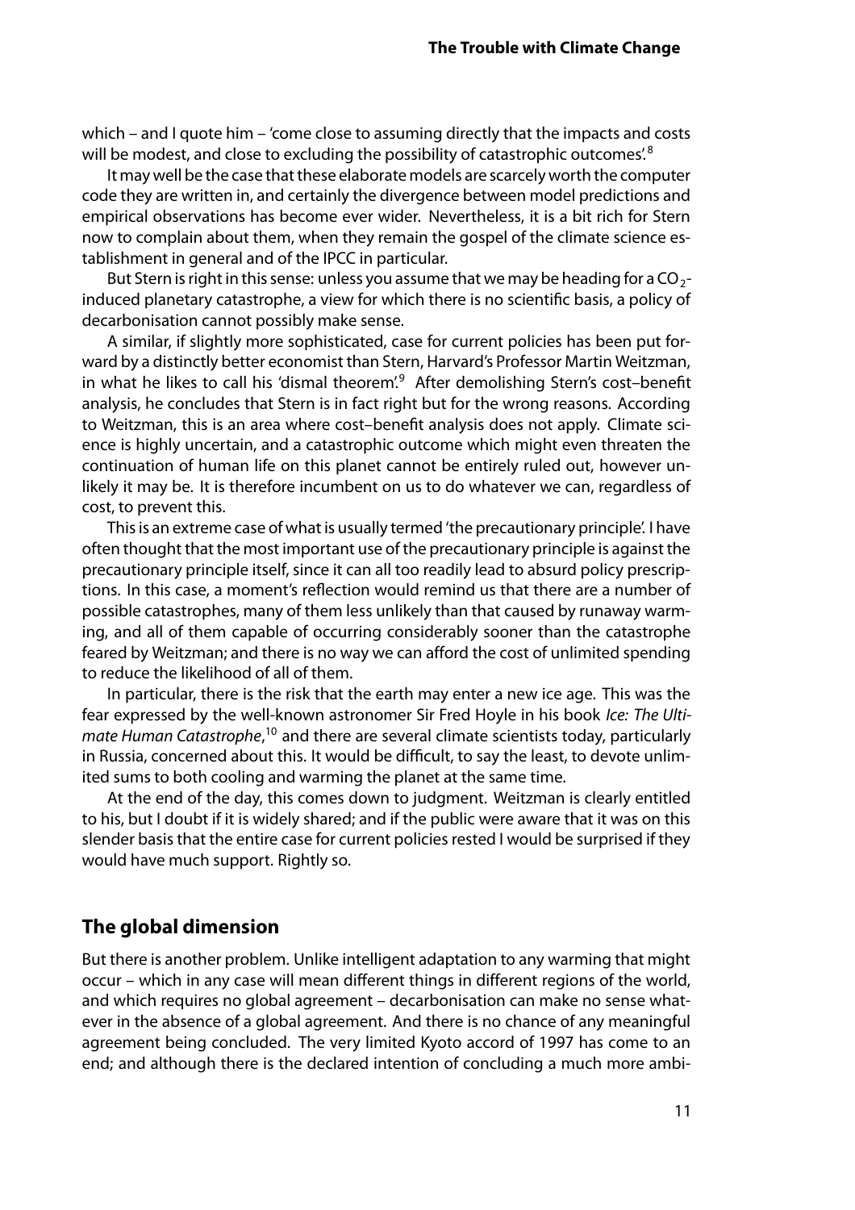which – and I quote him – 'come close to assuming directly that the impacts and costs will be modest, and close to excluding the possibility of catastrophic outcomes'.[8]

It may well be the case that these elaborate models are scarcely worth the computer code they are written in, and certainly the divergence between model predictions and empirical observations has become ever wider. Nevertheless, it is a bit rich for Stern now to complain about them, when they remain the gospel of the climate science establishment in general and of the IPCC in particular.

But Stern is right in this sense: unless you assume that we may be heading for a $CO_2$-induced planetary catastrophe, a view for which there is no scientific basis, a policy of decarbonisation cannot possibly make sense.

A similar, if slightly more sophisticated, case for current policies has been put forward by a distinctly better economist than Stern, Harvard's Professor Martin Weitzman, in what he likes to call his 'dismal theorem'.[9] After demolishing Stern's cost–benefit analysis, he concludes that Stern is in fact right but for the wrong reasons. According to Weitzman, this is an area where cost–benefit analysis does not apply. Climate science is highly uncertain, and a catastrophic outcome which might even threaten the continuation of human life on this planet cannot be entirely ruled out, however unlikely it may be. It is therefore incumbent on us to do whatever we can, regardless of cost, to prevent this.

This is an extreme case of what is usually termed 'the precautionary principle'. I have often thought that the most important use of the precautionary principle is against the precautionary principle itself, since it can all too readily lead to absurd policy prescriptions. In this case, a moment's reflection would remind us that there are a number of possible catastrophes, many of them less unlikely than that caused by runaway warming, and all of them capable of occurring considerably sooner than the catastrophe feared by Weitzman; and there is no way we can afford the cost of unlimited spending to reduce the likelihood of all of them.

In particular, there is the risk that the earth may enter a new ice age. This was the fear expressed by the well-known astronomer Sir Fred Hoyle in his book *Ice: The Ultimate Human Catastrophe*,[10] and there are several climate scientists today, particularly in Russia, concerned about this. It would be difficult, to say the least, to devote unlimited sums to both cooling and warming the planet at the same time.

At the end of the day, this comes down to judgment. Weitzman is clearly entitled to his, but I doubt if it is widely shared; and if the public were aware that it was on this slender basis that the entire case for current policies rested I would be surprised if they would have much support. Rightly so.

## The global dimension

But there is another problem. Unlike intelligent adaptation to any warming that might occur – which in any case will mean different things in different regions of the world, and which requires no global agreement – decarbonisation can make no sense whatever in the absence of a global agreement. And there is no chance of any meaningful agreement being concluded. The very limited Kyoto accord of 1997 has come to an end; and although there is the declared intention of concluding a much more ambi-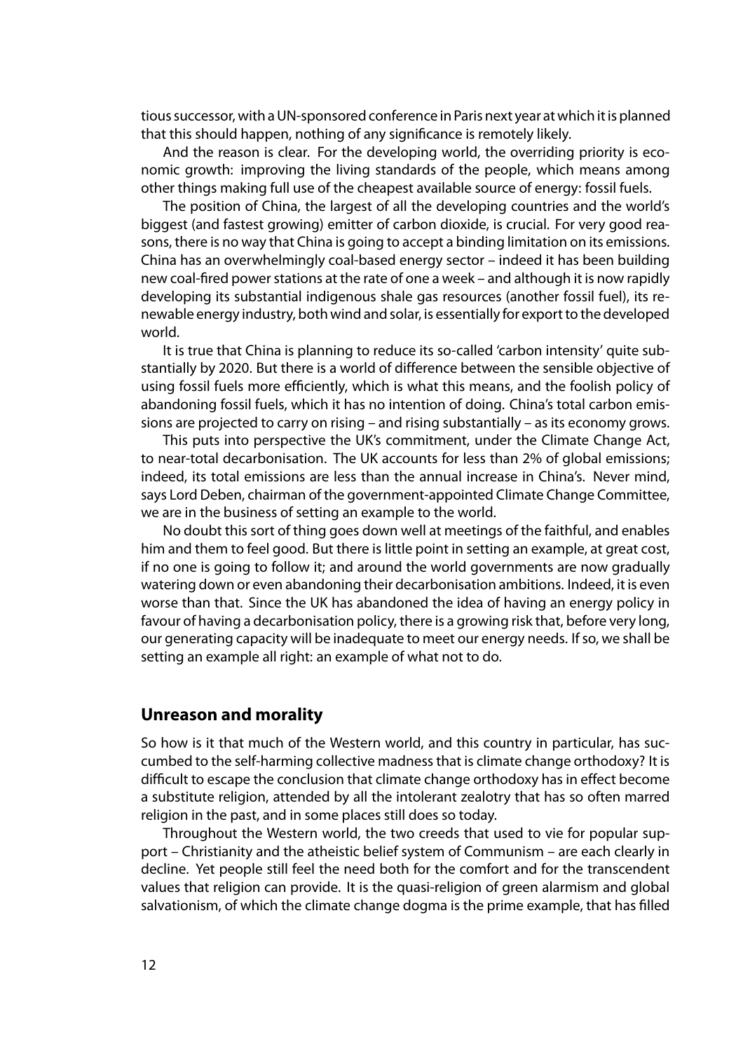tious successor, with a UN-sponsored conference in Paris next year at which it is planned that this should happen, nothing of any significance is remotely likely.

And the reason is clear. For the developing world, the overriding priority is economic growth: improving the living standards of the people, which means among other things making full use of the cheapest available source of energy: fossil fuels.

The position of China, the largest of all the developing countries and the world's biggest (and fastest growing) emitter of carbon dioxide, is crucial. For very good reasons, there is no way that China is going to accept a binding limitation on its emissions. China has an overwhelmingly coal-based energy sector – indeed it has been building new coal-fired power stations at the rate of one a week – and although it is now rapidly developing its substantial indigenous shale gas resources (another fossil fuel), its renewable energy industry, both wind and solar, is essentially for export to the developed world.

It is true that China is planning to reduce its so-called 'carbon intensity' quite substantially by 2020. But there is a world of difference between the sensible objective of using fossil fuels more efficiently, which is what this means, and the foolish policy of abandoning fossil fuels, which it has no intention of doing. China's total carbon emissions are projected to carry on rising – and rising substantially – as its economy grows.

This puts into perspective the UK's commitment, under the Climate Change Act, to near-total decarbonisation. The UK accounts for less than 2% of global emissions; indeed, its total emissions are less than the annual increase in China's. Never mind, says Lord Deben, chairman of the government-appointed Climate Change Committee, we are in the business of setting an example to the world.

No doubt this sort of thing goes down well at meetings of the faithful, and enables him and them to feel good. But there is little point in setting an example, at great cost, if no one is going to follow it; and around the world governments are now gradually watering down or even abandoning their decarbonisation ambitions. Indeed, it is even worse than that. Since the UK has abandoned the idea of having an energy policy in favour of having a decarbonisation policy, there is a growing risk that, before very long, our generating capacity will be inadequate to meet our energy needs. If so, we shall be setting an example all right: an example of what not to do.

## Unreason and morality

So how is it that much of the Western world, and this country in particular, has succumbed to the self-harming collective madness that is climate change orthodoxy? It is difficult to escape the conclusion that climate change orthodoxy has in effect become a substitute religion, attended by all the intolerant zealotry that has so often marred religion in the past, and in some places still does so today.

Throughout the Western world, the two creeds that used to vie for popular support – Christianity and the atheistic belief system of Communism – are each clearly in decline. Yet people still feel the need both for the comfort and for the transcendent values that religion can provide. It is the quasi-religion of green alarmism and global salvationism, of which the climate change dogma is the prime example, that has filled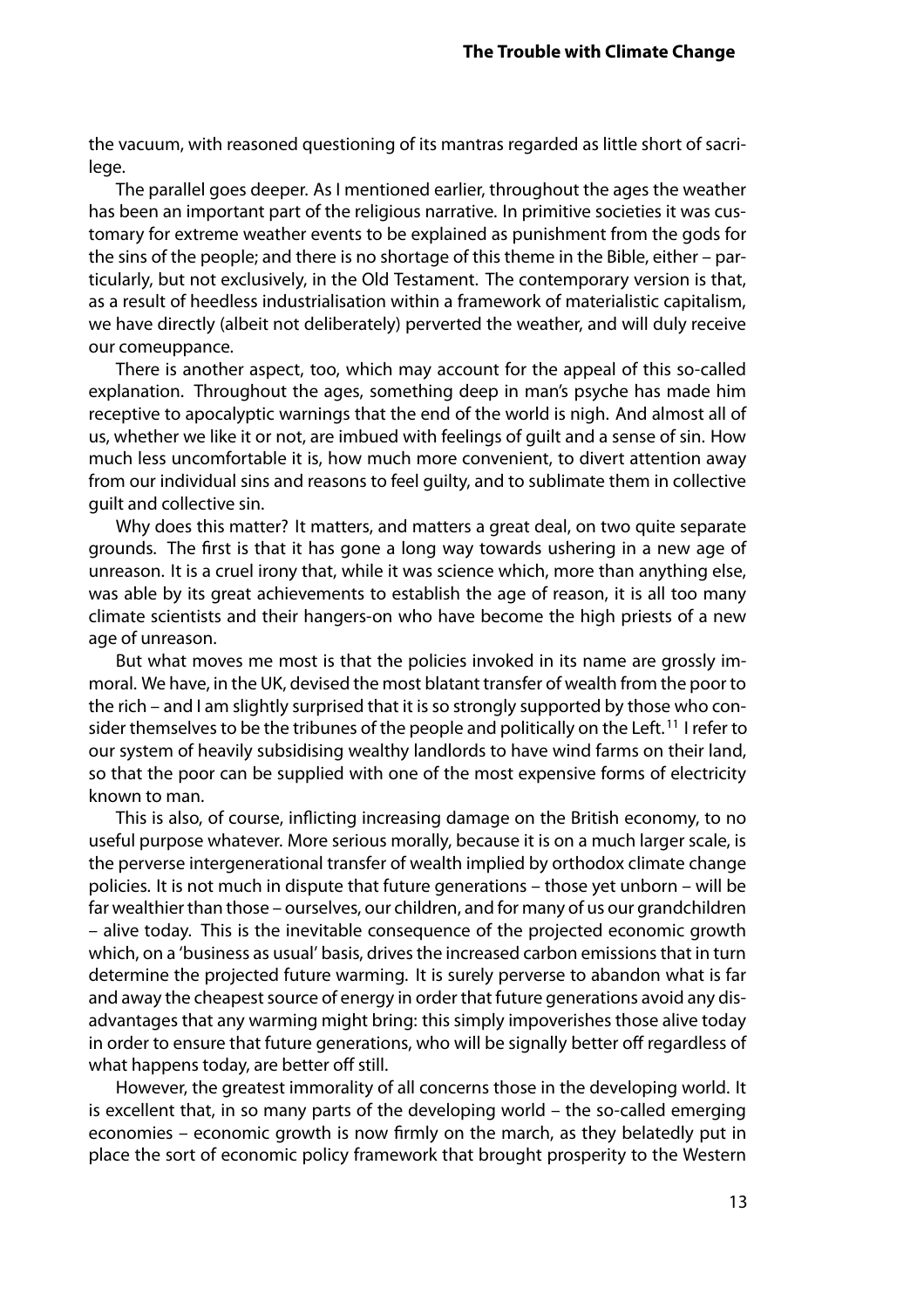the vacuum, with reasoned questioning of its mantras regarded as little short of sacrilege.

The parallel goes deeper. As I mentioned earlier, throughout the ages the weather has been an important part of the religious narrative. In primitive societies it was customary for extreme weather events to be explained as punishment from the gods for the sins of the people; and there is no shortage of this theme in the Bible, either – particularly, but not exclusively, in the Old Testament. The contemporary version is that, as a result of heedless industrialisation within a framework of materialistic capitalism, we have directly (albeit not deliberately) perverted the weather, and will duly receive our comeuppance.

There is another aspect, too, which may account for the appeal of this so-called explanation. Throughout the ages, something deep in man's psyche has made him receptive to apocalyptic warnings that the end of the world is nigh. And almost all of us, whether we like it or not, are imbued with feelings of guilt and a sense of sin. How much less uncomfortable it is, how much more convenient, to divert attention away from our individual sins and reasons to feel guilty, and to sublimate them in collective guilt and collective sin.

Why does this matter? It matters, and matters a great deal, on two quite separate grounds. The first is that it has gone a long way towards ushering in a new age of unreason. It is a cruel irony that, while it was science which, more than anything else, was able by its great achievements to establish the age of reason, it is all too many climate scientists and their hangers-on who have become the high priests of a new age of unreason.

But what moves me most is that the policies invoked in its name are grossly immoral. We have, in the UK, devised the most blatant transfer of wealth from the poor to the rich – and I am slightly surprised that it is so strongly supported by those who consider themselves to be the tribunes of the people and politically on the Left.[11] I refer to our system of heavily subsidising wealthy landlords to have wind farms on their land, so that the poor can be supplied with one of the most expensive forms of electricity known to man.

This is also, of course, inflicting increasing damage on the British economy, to no useful purpose whatever. More serious morally, because it is on a much larger scale, is the perverse intergenerational transfer of wealth implied by orthodox climate change policies. It is not much in dispute that future generations – those yet unborn – will be far wealthier than those – ourselves, our children, and for many of us our grandchildren – alive today. This is the inevitable consequence of the projected economic growth which, on a 'business as usual' basis, drives the increased carbon emissions that in turn determine the projected future warming. It is surely perverse to abandon what is far and away the cheapest source of energy in order that future generations avoid any disadvantages that any warming might bring: this simply impoverishes those alive today in order to ensure that future generations, who will be signally better off regardless of what happens today, are better off still.

However, the greatest immorality of all concerns those in the developing world. It is excellent that, in so many parts of the developing world – the so-called emerging economies – economic growth is now firmly on the march, as they belatedly put in place the sort of economic policy framework that brought prosperity to the Western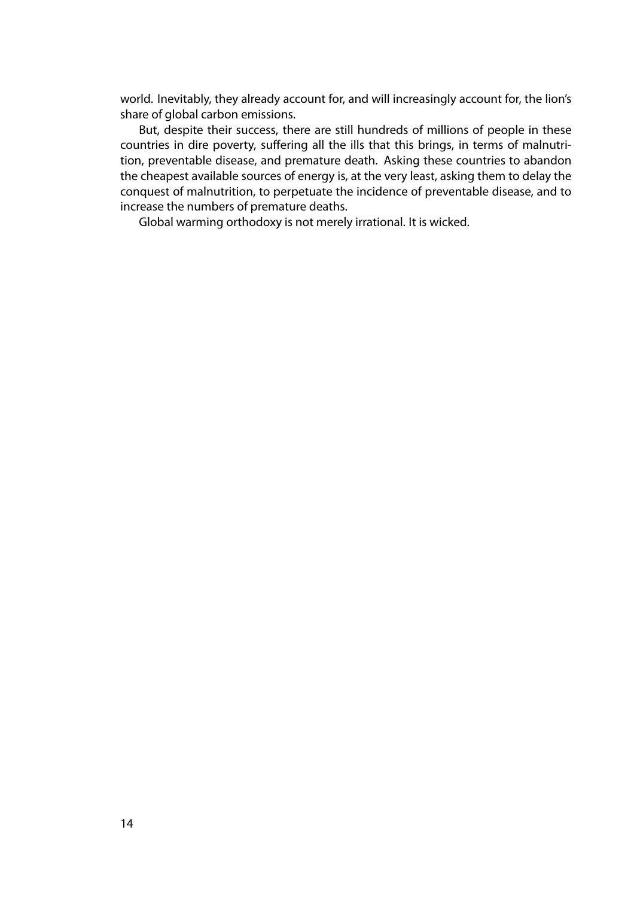world. Inevitably, they already account for, and will increasingly account for, the lion's share of global carbon emissions.

But, despite their success, there are still hundreds of millions of people in these countries in dire poverty, suffering all the ills that this brings, in terms of malnutrition, preventable disease, and premature death. Asking these countries to abandon the cheapest available sources of energy is, at the very least, asking them to delay the conquest of malnutrition, to perpetuate the incidence of preventable disease, and to increase the numbers of premature deaths.

Global warming orthodoxy is not merely irrational. It is wicked.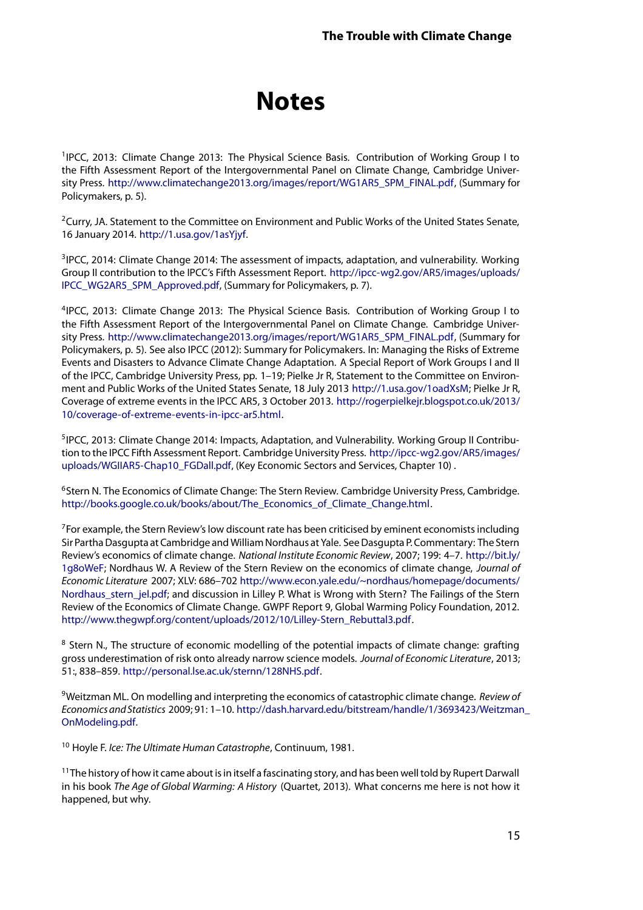# Notes

[1]IPCC, 2013: Climate Change 2013: The Physical Science Basis. Contribution of Working Group I to the Fifth Assessment Report of the Intergovernmental Panel on Climate Change, Cambridge University Press. http://www.climatechange2013.org/images/report/WG1AR5_SPM_FINAL.pdf, (Summary for Policymakers, p. 5).

[2]Curry, JA. Statement to the Committee on Environment and Public Works of the United States Senate, 16 January 2014. http://1.usa.gov/1asYjyf.

[3]IPCC, 2014: Climate Change 2014: The assessment of impacts, adaptation, and vulnerability. Working Group II contribution to the IPCC's Fifth Assessment Report. http://ipcc-wg2.gov/AR5/images/uploads/IPCC_WG2AR5_SPM_Approved.pdf, (Summary for Policymakers, p. 7).

[4]IPCC, 2013: Climate Change 2013: The Physical Science Basis. Contribution of Working Group I to the Fifth Assessment Report of the Intergovernmental Panel on Climate Change. Cambridge University Press. http://www.climatechange2013.org/images/report/WG1AR5_SPM_FINAL.pdf, (Summary for Policymakers, p. 5). See also IPCC (2012): Summary for Policymakers. In: Managing the Risks of Extreme Events and Disasters to Advance Climate Change Adaptation. A Special Report of Work Groups I and II of the IPCC, Cambridge University Press, pp. 1–19; Pielke Jr R, Statement to the Committee on Environment and Public Works of the United States Senate, 18 July 2013 http://1.usa.gov/1oadXsM; Pielke Jr R, Coverage of extreme events in the IPCC AR5, 3 October 2013. http://rogerpielkejr.blogspot.co.uk/2013/10/coverage-of-extreme-events-in-ipcc-ar5.html.

[5]IPCC, 2013: Climate Change 2014: Impacts, Adaptation, and Vulnerability. Working Group II Contribution to the IPCC Fifth Assessment Report. Cambridge University Press. http://ipcc-wg2.gov/AR5/images/uploads/WGIIAR5-Chap10_FGDall.pdf, (Key Economic Sectors and Services, Chapter 10) .

[6]Stern N. The Economics of Climate Change: The Stern Review. Cambridge University Press, Cambridge. http://books.google.co.uk/books/about/The_Economics_of_Climate_Change.html.

[7]For example, the Stern Review's low discount rate has been criticised by eminent economists including Sir Partha Dasgupta at Cambridge and William Nordhaus at Yale. See Dasgupta P. Commentary: The Stern Review's economics of climate change. *National Institute Economic Review*, 2007; 199: 4–7. http://bit.ly/1g8oWeF; Nordhaus W. A Review of the Stern Review on the economics of climate change, *Journal of Economic Literature* 2007; XLV: 686–702 http://www.econ.yale.edu/~nordhaus/homepage/documents/Nordhaus_stern_jel.pdf; and discussion in Lilley P. What is Wrong with Stern? The Failings of the Stern Review of the Economics of Climate Change. GWPF Report 9, Global Warming Policy Foundation, 2012. http://www.thegwpf.org/content/uploads/2012/10/Lilley-Stern_Rebuttal3.pdf.

[8] Stern N., The structure of economic modelling of the potential impacts of climate change: grafting gross underestimation of risk onto already narrow science models. *Journal of Economic Literature*, 2013; 51:, 838–859. http://personal.lse.ac.uk/sternn/128NHS.pdf.

[9]Weitzman ML. On modelling and interpreting the economics of catastrophic climate change. *Review of Economics and Statistics* 2009; 91: 1–10. http://dash.harvard.edu/bitstream/handle/1/3693423/Weitzman_OnModeling.pdf.

[10] Hoyle F. *Ice: The Ultimate Human Catastrophe*, Continuum, 1981.

[11]The history of how it came about is in itself a fascinating story, and has been well told by Rupert Darwall in his book *The Age of Global Warming: A History* (Quartet, 2013). What concerns me here is not how it happened, but why.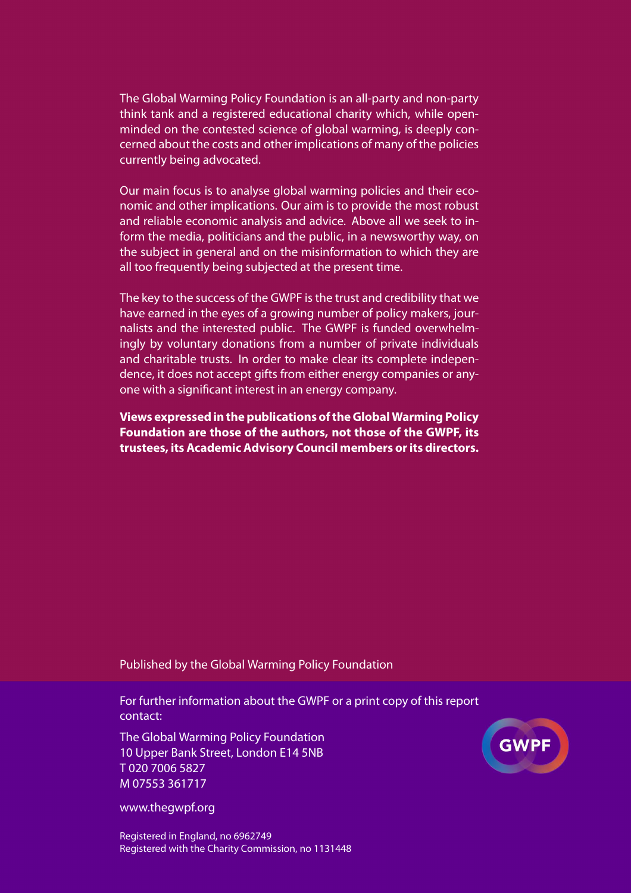The Global Warming Policy Foundation is an all-party and non-party think tank and a registered educational charity which, while open-minded on the contested science of global warming, is deeply concerned about the costs and other implications of many of the policies currently being advocated.

Our main focus is to analyse global warming policies and their economic and other implications. Our aim is to provide the most robust and reliable economic analysis and advice. Above all we seek to inform the media, politicians and the public, in a newsworthy way, on the subject in general and on the misinformation to which they are all too frequently being subjected at the present time.

The key to the success of the GWPF is the trust and credibility that we have earned in the eyes of a growing number of policy makers, journalists and the interested public. The GWPF is funded overwhelmingly by voluntary donations from a number of private individuals and charitable trusts. In order to make clear its complete independence, it does not accept gifts from either energy companies or anyone with a significant interest in an energy company.

**Views expressed in the publications of the Global Warming Policy Foundation are those of the authors, not those of the GWPF, its trustees, its Academic Advisory Council members or its directors.**

Published by the Global Warming Policy Foundation

For further information about the GWPF or a print copy of this report contact:

The Global Warming Policy Foundation
10 Upper Bank Street, London E14 5NB
T 020 7006 5827
M 07553 361717

www.thegwpf.org

Registered in England, no 6962749
Registered with the Charity Commission, no 1131448

GWPF